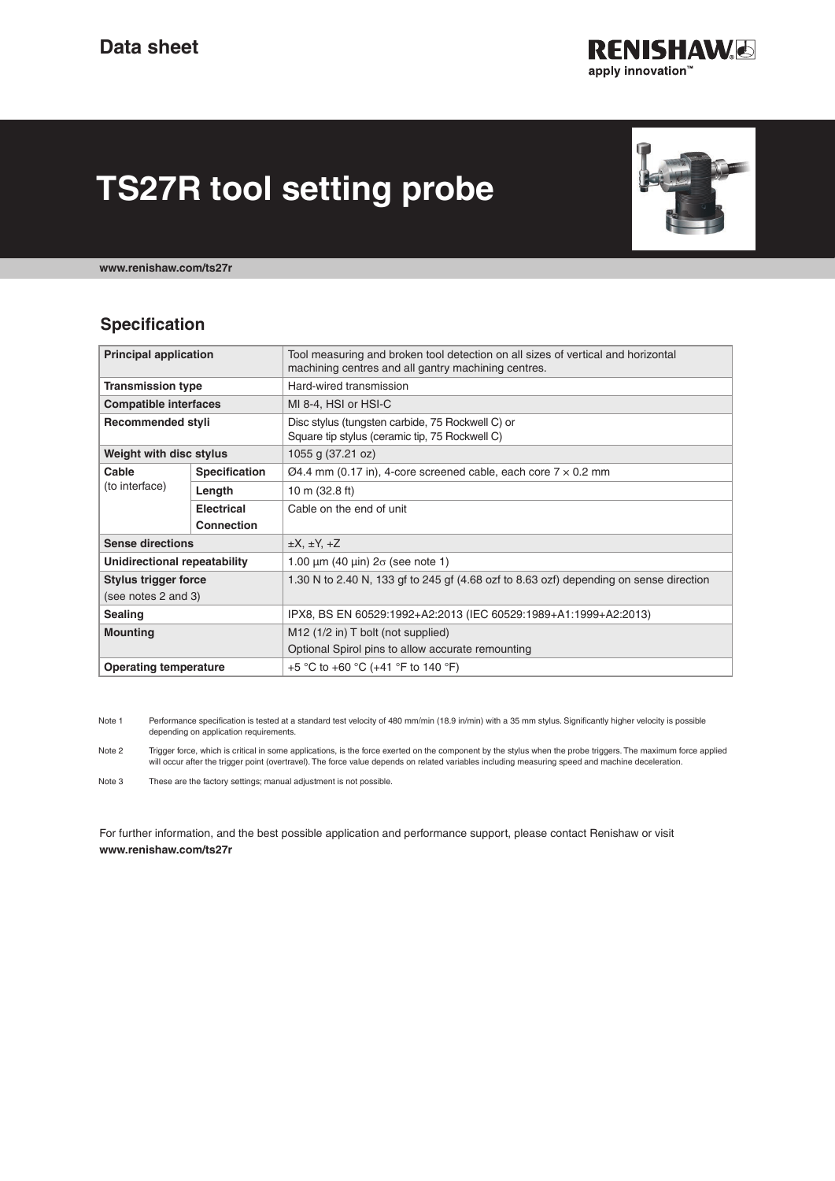Data sheet

RENISHAW
apply innovation™

# TS27R tool setting probe

www.renishaw.com/ts27r

## Specification

| | | |
|---|---|---|
| **Principal application** | | Tool measuring and broken tool detection on all sizes of vertical and horizontal machining centres and all gantry machining centres. |
| **Transmission type** | | Hard-wired transmission |
| **Compatible interfaces** | | MI 8-4, HSI or HSI-C |
| **Recommended styli** | | Disc stylus (tungsten carbide, 75 Rockwell C) or<br>Square tip stylus (ceramic tip, 75 Rockwell C) |
| **Weight with disc stylus** | | 1055 g (37.21 oz) |
| **Cable** (to interface) | **Specification** | Ø4.4 mm (0.17 in), 4-core screened cable, each core 7 × 0.2 mm |
| | **Length** | 10 m (32.8 ft) |
| | **Electrical Connection** | Cable on the end of unit |
| **Sense directions** | | ±X, ±Y, +Z |
| **Unidirectional repeatability** | | 1.00 µm (40 µin) 2σ (see note 1) |
| **Stylus trigger force** (see notes 2 and 3) | | 1.30 N to 2.40 N, 133 gf to 245 gf (4.68 ozf to 8.63 ozf) depending on sense direction |
| **Sealing** | | IPX8, BS EN 60529:1992+A2:2013 (IEC 60529:1989+A1:1999+A2:2013) |
| **Mounting** | | M12 (1/2 in) T bolt (not supplied)<br>Optional Spirol pins to allow accurate remounting |
| **Operating temperature** | | +5 °C to +60 °C (+41 °F to 140 °F) |

Note 1 Performance specification is tested at a standard test velocity of 480 mm/min (18.9 in/min) with a 35 mm stylus. Significantly higher velocity is possible depending on application requirements.

Note 2 Trigger force, which is critical in some applications, is the force exerted on the component by the stylus when the probe triggers. The maximum force applied will occur after the trigger point (overtravel). The force value depends on related variables including measuring speed and machine deceleration.

Note 3 These are the factory settings; manual adjustment is not possible.

For further information, and the best possible application and performance support, please contact Renishaw or visit **www.renishaw.com/ts27r**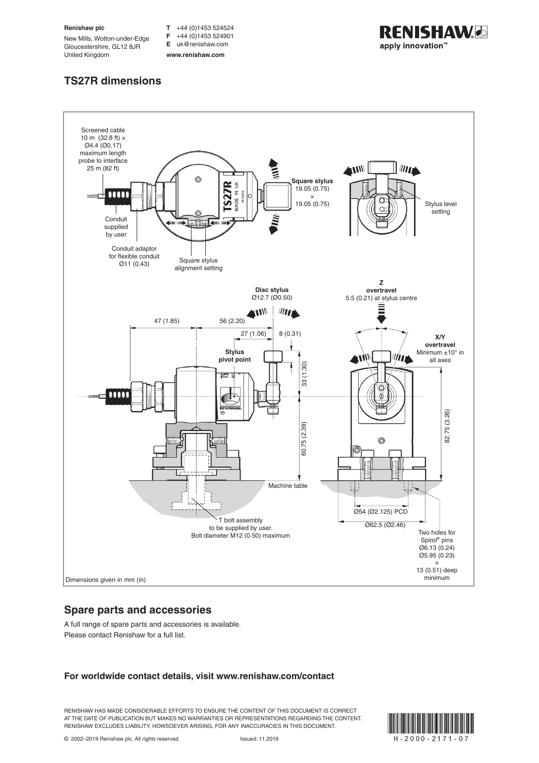**Renishaw plc**

New Mills, Wotton-under-Edge
Gloucestershire, GL12 8JR
United Kingdom

**T** +44 (0)1453 524524
**F** +44 (0)1453 524901
**E** uk@renishaw.com
**www.renishaw.com**

**RENISHAW**
apply innovation™

## TS27R dimensions

Screened cable
10 m (32.8 ft) ×
Ø4.4 (Ø0.17)
maximum length
probe to interface
25 m (82 ft)

Conduit
supplied
by user

Conduit adaptor
for flexible conduit
Ø11 (0.43)

Square stylus
alignment setting

**Square stylus**
19.05 (0.75)
×
19.05 (0.75)

Stylus level
setting

**Disc stylus**
Ø12.7 (Ø0.50)

47 (1.85)

56 (2.20)

27 (1.06)

8 (0.31)

**Stylus**
**pivot point**

33 (1.30)

60.75 (2.39)

Machine table

T bolt assembly
to be supplied by user.
Bolt diameter M12 (0.50) maximum

**Z**
**overtravel**
5.5 (0.21) at stylus centre

**X/Y**
**overtravel**
Minimum ±10° in
all axes

82.75 (3.26)

Ø54 (Ø2.125) PCD

Ø62.5 (Ø2.46)

Two holes for
Spirol® pins
Ø6.13 (0.24)
Ø5.95 (0.23)
×
13 (0.51) deep
minimum

Dimensions given in mm (in)

## Spare parts and accessories

A full range of spare parts and accessories is available.
Please contact Renishaw for a full list.

### For worldwide contact details, visit www.renishaw.com/contact

RENISHAW HAS MADE CONSIDERABLE EFFORTS TO ENSURE THE CONTENT OF THIS DOCUMENT IS CORRECT AT THE DATE OF PUBLICATION BUT MAKES NO WARRANTIES OR REPRESENTATIONS REGARDING THE CONTENT. RENISHAW EXCLUDES LIABILITY, HOWSOEVER ARISING, FOR ANY INACCURACIES IN THIS DOCUMENT.

© 2002–2019 Renishaw plc. All rights reserved.

Issued: 11.2019

H-2000-2171-07